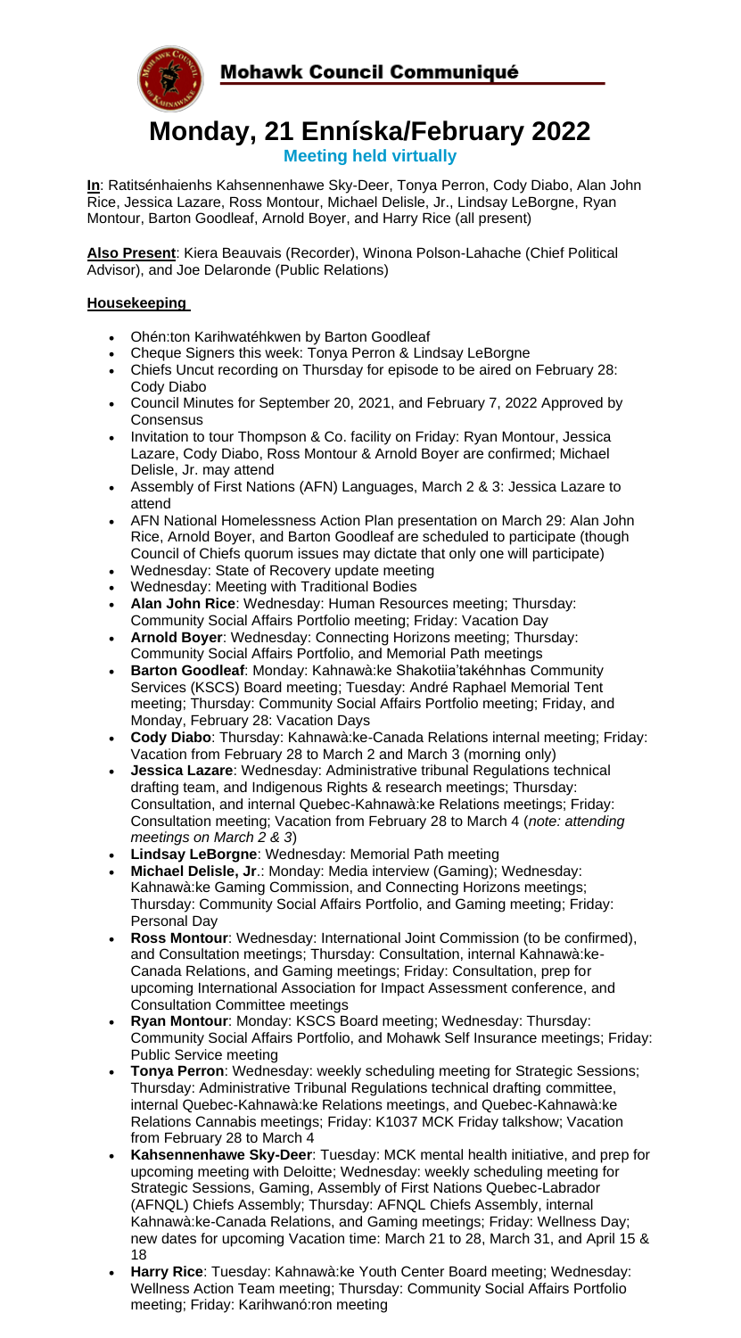**Mohawk Council Communiqué**

# Monday, 21 Enníska/February 2022

**Meeting held virtually**

**In**: Ratiténhaienhs Kahsennenhawe Sky-Deer, Tonya Perron, Cody Diabo, Alan John Rice, Jessica Lazare, Ross Montour, Michael Delisle, Jr., Lindsay LeBorgne, Ryan Montour, Barton Goodleaf, Arnold Boyer, and Harry Rice (all present)

**Also Present**: Kiera Beauvais (Recorder), Winona Polson-Lahache (Chief Political Advisor), and Joe Delaronde (Public Relations)

## Housekeeping

- Ohén:ton Karihwatéhkwen by Barton Goodleaf
- Cheque Signers this week: Tonya Perron & Lindsay LeBorgne
- Chiefs Uncut recording on Thursday for episode to be aired on February 28: Cody Diabo
- Council Minutes for September 20, 2021, and February 7, 2022 Approved by Consensus
- Invitation to tour Thompson & Co. facility on Friday: Ryan Montour, Jessica Lazare, Cody Diabo, Ross Montour & Arnold Boyer are confirmed; Michael Delisle, Jr. may attend
- Assembly of First Nations (AFN) Languages, March 2 & 3: Jessica Lazare to attend
- AFN National Homelessness Action Plan presentation on March 29: Alan John Rice, Arnold Boyer, and Barton Goodleaf are scheduled to participate (though Council of Chiefs quorum issues may dictate that only one will participate)
- Wednesday: State of Recovery update meeting
- Wednesday: Meeting with Traditional Bodies
- **Alan John Rice**: Wednesday: Human Resources meeting; Thursday: Community Social Affairs Portfolio meeting; Friday: Vacation Day
- **Arnold Boyer**: Wednesday: Connecting Horizons meeting; Thursday: Community Social Affairs Portfolio, and Memorial Path meetings
- **Barton Goodleaf**: Monday: Kahnawà:ke Shakotiia'takéhnhas Community Services (KSCS) Board meeting; Tuesday: André Raphael Memorial Tent meeting; Thursday: Community Social Affairs Portfolio meeting; Friday, and Monday, February 28: Vacation Days
- **Cody Diabo**: Thursday: Kahnawà:ke-Canada Relations internal meeting; Friday: Vacation from February 28 to March 2 and March 3 (morning only)
- **Jessica Lazare**: Wednesday: Administrative tribunal Regulations technical drafting team, and Indigenous Rights & research meetings; Thursday: Consultation, and internal Quebec-Kahnawà:ke Relations meetings; Friday: Consultation meeting; Vacation from February 28 to March 4 (*note: attending meetings on March 2 & 3*)
- **Lindsay LeBorgne**: Wednesday: Memorial Path meeting
- **Michael Delisle, Jr**.: Monday: Media interview (Gaming); Wednesday: Kahnawà:ke Gaming Commission, and Connecting Horizons meetings; Thursday: Community Social Affairs Portfolio, and Gaming meeting; Friday: Personal Day
- **Ross Montour**: Wednesday: International Joint Commission (to be confirmed), and Consultation meetings; Thursday: Consultation, internal Kahnawà:ke-Canada Relations, and Gaming meetings; Friday: Consultation, prep for upcoming International Association for Impact Assessment conference, and Consultation Committee meetings
- **Ryan Montour**: Monday: KSCS Board meeting; Wednesday: Thursday: Community Social Affairs Portfolio, and Mohawk Self Insurance meetings; Friday: Public Service meeting
- **Tonya Perron**: Wednesday: weekly scheduling meeting for Strategic Sessions; Thursday: Administrative Tribunal Regulations technical drafting committee, internal Quebec-Kahnawà:ke Relations meetings, and Quebec-Kahnawà:ke Relations Cannabis meetings; Friday: K1037 MCK Friday talkshow; Vacation from February 28 to March 4
- **Kahsennenhawe Sky-Deer**: Tuesday: MCK mental health initiative, and prep for upcoming meeting with Deloitte; Wednesday: weekly scheduling meeting for Strategic Sessions, Gaming, Assembly of First Nations Quebec-Labrador (AFNQL) Chiefs Assembly; Thursday: AFNQL Chiefs Assembly, internal Kahnawà:ke-Canada Relations, and Gaming meetings; Friday: Wellness Day; new dates for upcoming Vacation time: March 21 to 28, March 31, and April 15 & 18
- **Harry Rice**: Tuesday: Kahnawà:ke Youth Center Board meeting; Wednesday: Wellness Action Team meeting; Thursday: Community Social Affairs Portfolio meeting; Friday: Karihwanó:ron meeting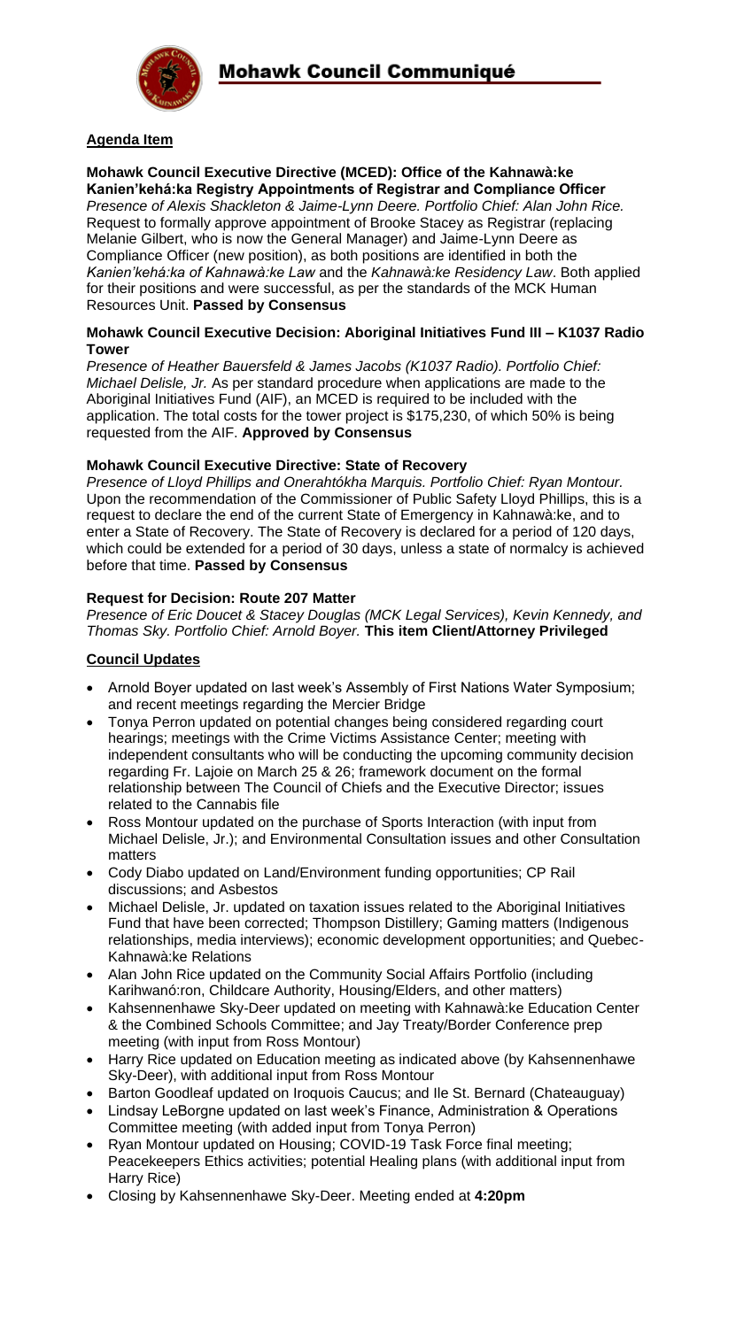## Agenda Item

**Mohawk Council Executive Directive (MCED): Office of the Kahnawà:ke Kanien'kehá:ka Registry Appointments of Registrar and Compliance Officer**
*Presence of Alexis Shackleton & Jaime-Lynn Deere. Portfolio Chief: Alan John Rice.* Request to formally approve appointment of Brooke Stacey as Registrar (replacing Melanie Gilbert, who is now the General Manager) and Jaime-Lynn Deere as Compliance Officer (new position), as both positions are identified in both the *Kanien'kehá:ka of Kahnawà:ke Law* and the *Kahnawà:ke Residency Law*. Both applied for their positions and were successful, as per the standards of the MCK Human Resources Unit. **Passed by Consensus**

**Mohawk Council Executive Decision: Aboriginal Initiatives Fund III – K1037 Radio Tower**
*Presence of Heather Bauersfeld & James Jacobs (K1037 Radio). Portfolio Chief: Michael Delisle, Jr.* As per standard procedure when applications are made to the Aboriginal Initiatives Fund (AIF), an MCED is required to be included with the application. The total costs for the tower project is $175,230, of which 50% is being requested from the AIF. **Approved by Consensus**

**Mohawk Council Executive Directive: State of Recovery**
*Presence of Lloyd Phillips and Onerahtókha Marquis. Portfolio Chief: Ryan Montour.* Upon the recommendation of the Commissioner of Public Safety Lloyd Phillips, this is a request to declare the end of the current State of Emergency in Kahnawà:ke, and to enter a State of Recovery. The State of Recovery is declared for a period of 120 days, which could be extended for a period of 30 days, unless a state of normalcy is achieved before that time. **Passed by Consensus**

**Request for Decision: Route 207 Matter**
*Presence of Eric Doucet & Stacey Douglas (MCK Legal Services), Kevin Kennedy, and Thomas Sky. Portfolio Chief: Arnold Boyer.* **This item Client/Attorney Privileged**

## Council Updates

- Arnold Boyer updated on last week's Assembly of First Nations Water Symposium; and recent meetings regarding the Mercier Bridge
- Tonya Perron updated on potential changes being considered regarding court hearings; meetings with the Crime Victims Assistance Center; meeting with independent consultants who will be conducting the upcoming community decision regarding Fr. Lajoie on March 25 & 26; framework document on the formal relationship between The Council of Chiefs and the Executive Director; issues related to the Cannabis file
- Ross Montour updated on the purchase of Sports Interaction (with input from Michael Delisle, Jr.); and Environmental Consultation issues and other Consultation matters
- Cody Diabo updated on Land/Environment funding opportunities; CP Rail discussions; and Asbestos
- Michael Delisle, Jr. updated on taxation issues related to the Aboriginal Initiatives Fund that have been corrected; Thompson Distillery; Gaming matters (Indigenous relationships, media interviews); economic development opportunities; and Quebec-Kahnawà:ke Relations
- Alan John Rice updated on the Community Social Affairs Portfolio (including Karihwanó:ron, Childcare Authority, Housing/Elders, and other matters)
- Kahsennenhawe Sky-Deer updated on meeting with Kahnawà:ke Education Center & the Combined Schools Committee; and Jay Treaty/Border Conference prep meeting (with input from Ross Montour)
- Harry Rice updated on Education meeting as indicated above (by Kahsennenhawe Sky-Deer), with additional input from Ross Montour
- Barton Goodleaf updated on Iroquois Caucus; and Ile St. Bernard (Chateauguay)
- Lindsay LeBorgne updated on last week's Finance, Administration & Operations Committee meeting (with added input from Tonya Perron)
- Ryan Montour updated on Housing; COVID-19 Task Force final meeting; Peacekeepers Ethics activities; potential Healing plans (with additional input from Harry Rice)
- Closing by Kahsennenhawe Sky-Deer. Meeting ended at **4:20pm**